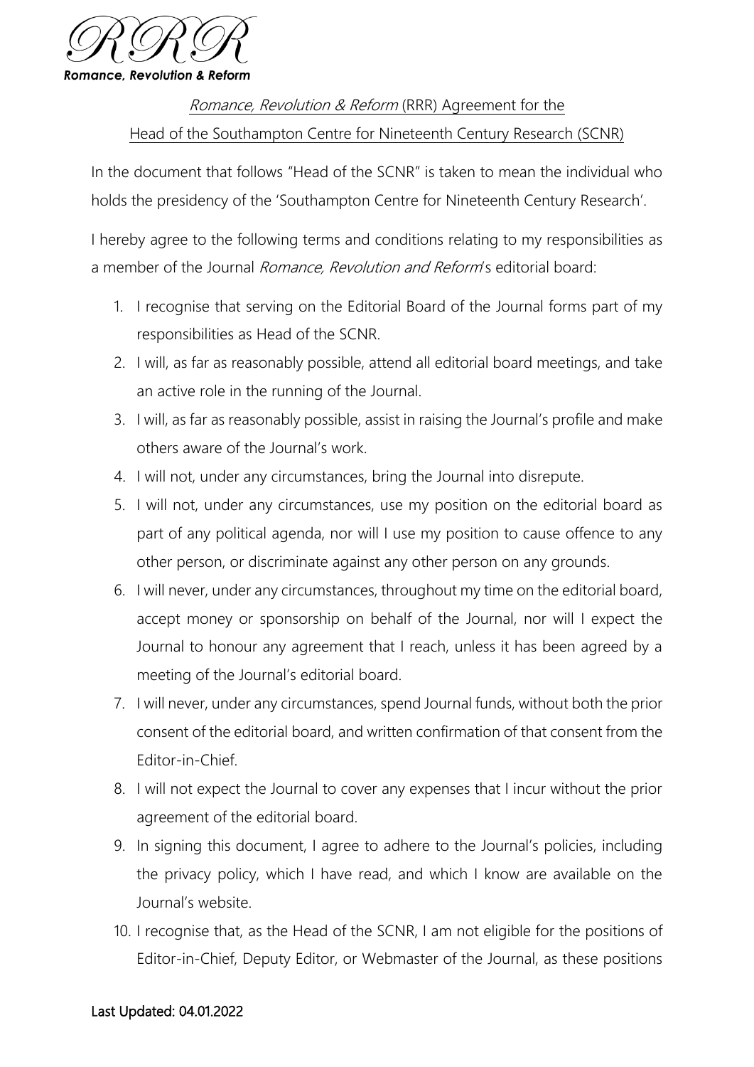RRR

***Romance, Revolution & Reform***

*Romance, Revolution & Reform* (RRR) Agreement for the Head of the Southampton Centre for Nineteenth Century Research (SCNR)

In the document that follows "Head of the SCNR" is taken to mean the individual who holds the presidency of the 'Southampton Centre for Nineteenth Century Research'.

I hereby agree to the following terms and conditions relating to my responsibilities as a member of the Journal *Romance, Revolution and Reform*'s editorial board:

1. I recognise that serving on the Editorial Board of the Journal forms part of my responsibilities as Head of the SCNR.
2. I will, as far as reasonably possible, attend all editorial board meetings, and take an active role in the running of the Journal.
3. I will, as far as reasonably possible, assist in raising the Journal's profile and make others aware of the Journal's work.
4. I will not, under any circumstances, bring the Journal into disrepute.
5. I will not, under any circumstances, use my position on the editorial board as part of any political agenda, nor will I use my position to cause offence to any other person, or discriminate against any other person on any grounds.
6. I will never, under any circumstances, throughout my time on the editorial board, accept money or sponsorship on behalf of the Journal, nor will I expect the Journal to honour any agreement that I reach, unless it has been agreed by a meeting of the Journal's editorial board.
7. I will never, under any circumstances, spend Journal funds, without both the prior consent of the editorial board, and written confirmation of that consent from the Editor-in-Chief.
8. I will not expect the Journal to cover any expenses that I incur without the prior agreement of the editorial board.
9. In signing this document, I agree to adhere to the Journal's policies, including the privacy policy, which I have read, and which I know are available on the Journal's website.
10. I recognise that, as the Head of the SCNR, I am not eligible for the positions of Editor-in-Chief, Deputy Editor, or Webmaster of the Journal, as these positions

Last Updated: 04.01.2022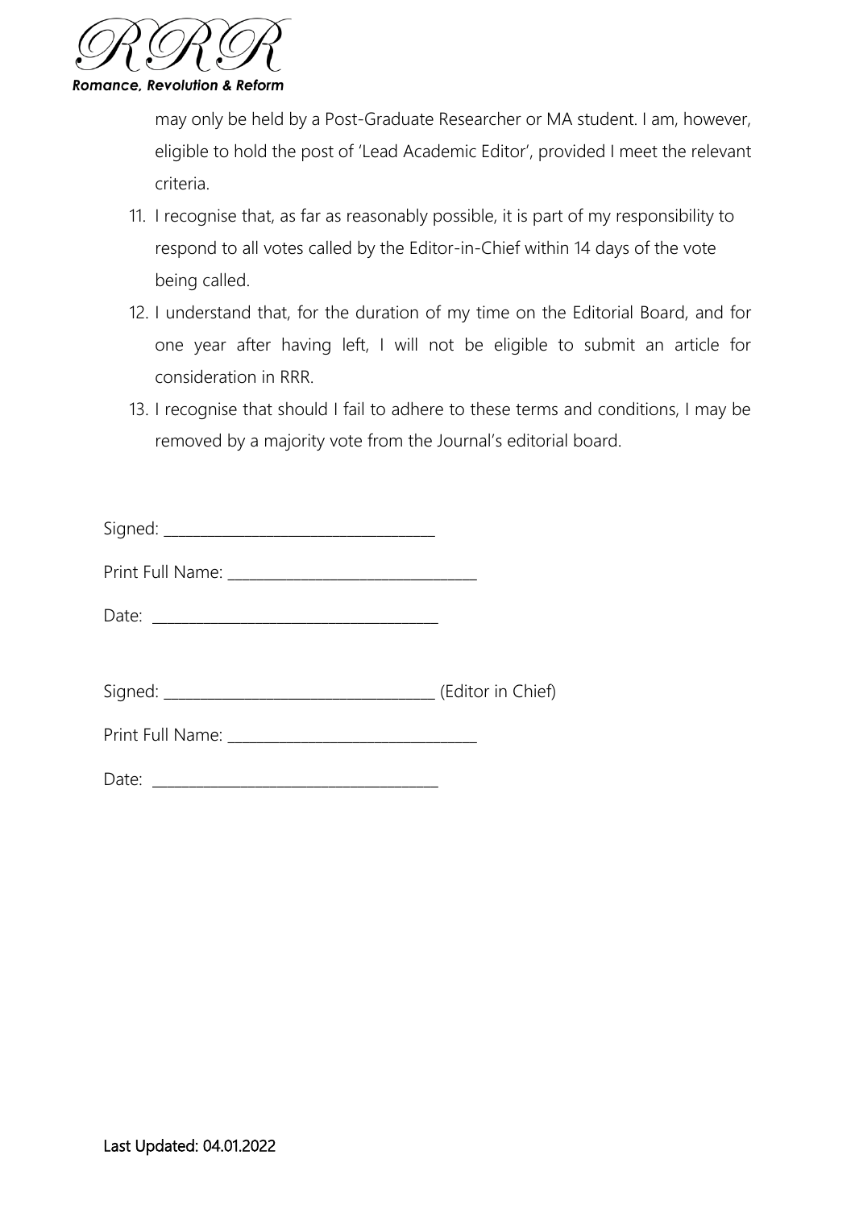may only be held by a Post-Graduate Researcher or MA student. I am, however, eligible to hold the post of 'Lead Academic Editor', provided I meet the relevant criteria.

11. I recognise that, as far as reasonably possible, it is part of my responsibility to respond to all votes called by the Editor-in-Chief within 14 days of the vote being called.
12. I understand that, for the duration of my time on the Editorial Board, and for one year after having left, I will not be eligible to submit an article for consideration in RRR.
13. I recognise that should I fail to adhere to these terms and conditions, I may be removed by a majority vote from the Journal's editorial board.

Signed: ___________________________________

Print Full Name: ________________________________

Date: _____________________________________

Signed: ___________________________________ (Editor in Chief)

Print Full Name: ________________________________

Date: _____________________________________

Last Updated: 04.01.2022